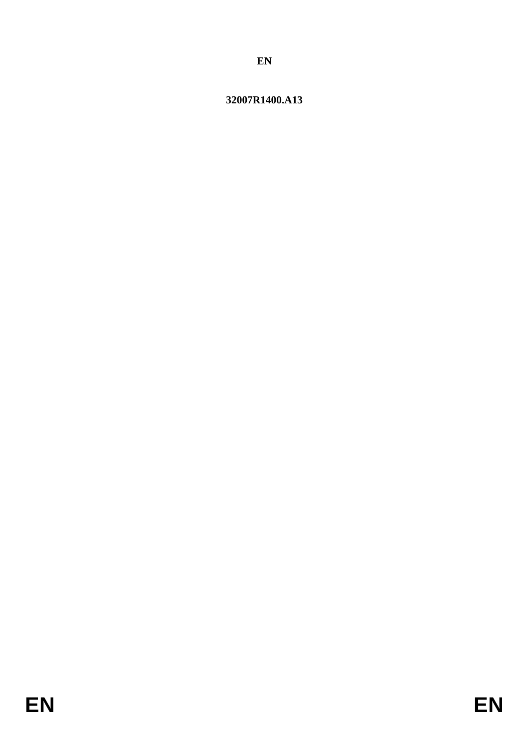**EN**

**32007R1400.A13**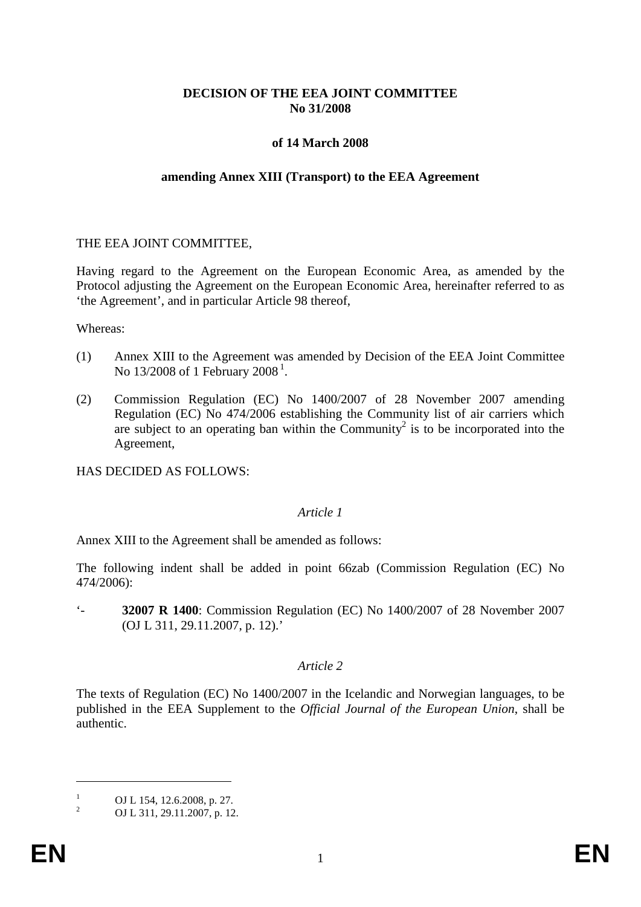**DECISION OF THE EEA JOINT COMMITTEE**
**No 31/2008**

**of 14 March 2008**

**amending Annex XIII (Transport) to the EEA Agreement**

THE EEA JOINT COMMITTEE,

Having regard to the Agreement on the European Economic Area, as amended by the Protocol adjusting the Agreement on the European Economic Area, hereinafter referred to as 'the Agreement', and in particular Article 98 thereof,

Whereas:

(1) Annex XIII to the Agreement was amended by Decision of the EEA Joint Committee No 13/2008 of 1 February 2008 [1].

(2) Commission Regulation (EC) No 1400/2007 of 28 November 2007 amending Regulation (EC) No 474/2006 establishing the Community list of air carriers which are subject to an operating ban within the Community[2] is to be incorporated into the Agreement,

HAS DECIDED AS FOLLOWS:

*Article 1*

Annex XIII to the Agreement shall be amended as follows:

The following indent shall be added in point 66zab (Commission Regulation (EC) No 474/2006):

'- **32007 R 1400**: Commission Regulation (EC) No 1400/2007 of 28 November 2007 (OJ L 311, 29.11.2007, p. 12).'

*Article 2*

The texts of Regulation (EC) No 1400/2007 in the Icelandic and Norwegian languages, to be published in the EEA Supplement to the *Official Journal of the European Union*, shall be authentic.

---

[1] OJ L 154, 12.6.2008, p. 27.

[2] OJ L 311, 29.11.2007, p. 12.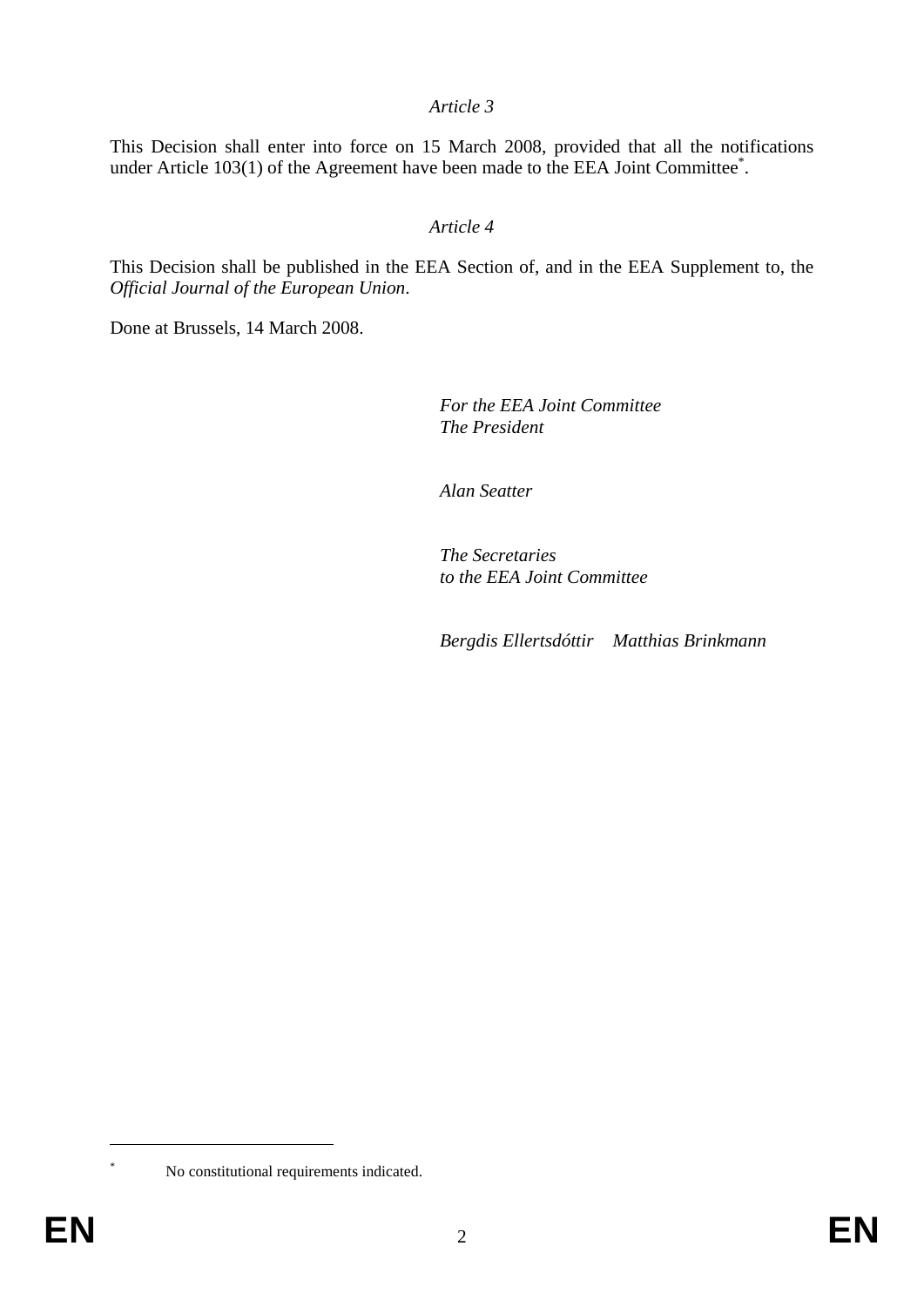*Article 3*

This Decision shall enter into force on 15 March 2008, provided that all the notifications under Article 103(1) of the Agreement have been made to the EEA Joint Committee[*].

*Article 4*

This Decision shall be published in the EEA Section of, and in the EEA Supplement to, the *Official Journal of the European Union*.

Done at Brussels, 14 March 2008.

*For the EEA Joint Committee*
*The President*

*Alan Seatter*

*The Secretaries*
*to the EEA Joint Committee*

*Bergdis Ellertsdóttir*    *Matthias Brinkmann*

---

[*] No constitutional requirements indicated.